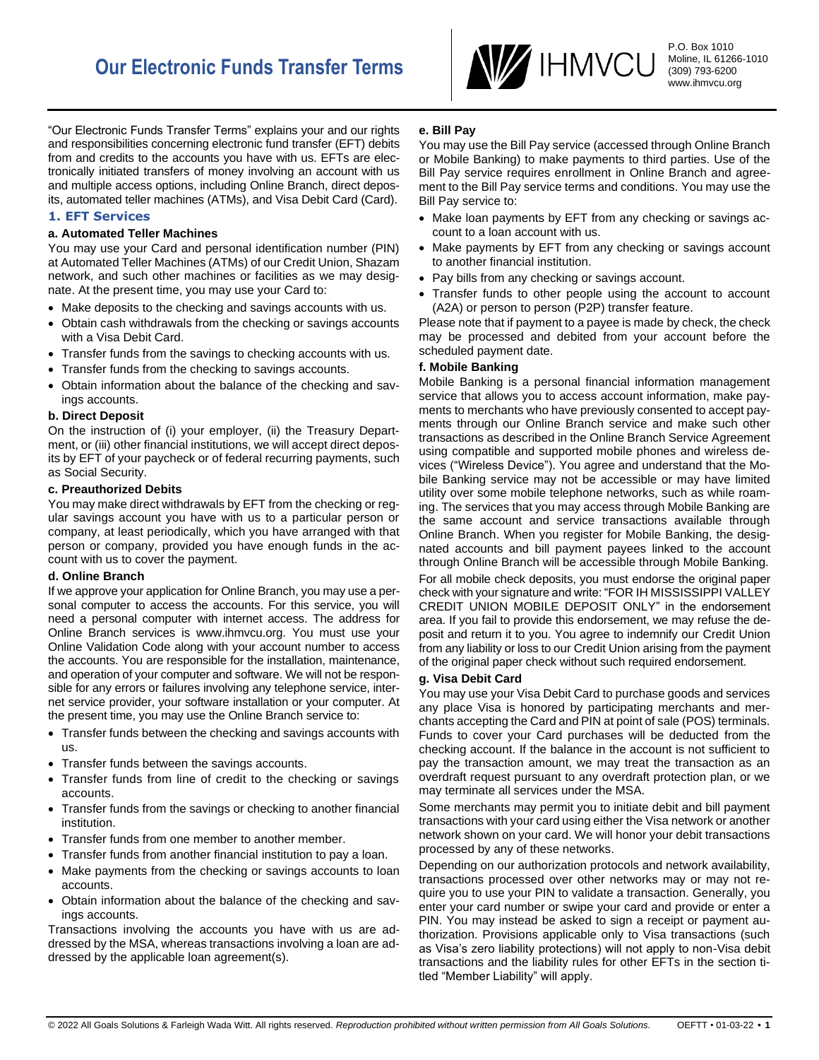# Our Electronic Funds Transfer Terms

IHMVCU
P.O. Box 1010
Moline, IL 61266-1010
(309) 793-6200
www.ihmvcu.org

"Our Electronic Funds Transfer Terms" explains your and our rights and responsibilities concerning electronic fund transfer (EFT) debits from and credits to the accounts you have with us. EFTs are electronically initiated transfers of money involving an account with us and multiple access options, including Online Branch, direct deposits, automated teller machines (ATMs), and Visa Debit Card (Card).

## 1. EFT Services

### a. Automated Teller Machines

You may use your Card and personal identification number (PIN) at Automated Teller Machines (ATMs) of our Credit Union, Shazam network, and such other machines or facilities as we may designate. At the present time, you may use your Card to:

- Make deposits to the checking and savings accounts with us.
- Obtain cash withdrawals from the checking or savings accounts with a Visa Debit Card.
- Transfer funds from the savings to checking accounts with us.
- Transfer funds from the checking to savings accounts.
- Obtain information about the balance of the checking and savings accounts.

### b. Direct Deposit

On the instruction of (i) your employer, (ii) the Treasury Department, or (iii) other financial institutions, we will accept direct deposits by EFT of your paycheck or of federal recurring payments, such as Social Security.

### c. Preauthorized Debits

You may make direct withdrawals by EFT from the checking or regular savings account you have with us to a particular person or company, at least periodically, which you have arranged with that person or company, provided you have enough funds in the account with us to cover the payment.

### d. Online Branch

If we approve your application for Online Branch, you may use a personal computer to access the accounts. For this service, you will need a personal computer with internet access. The address for Online Branch services is www.ihmvcu.org. You must use your Online Validation Code along with your account number to access the accounts. You are responsible for the installation, maintenance, and operation of your computer and software. We will not be responsible for any errors or failures involving any telephone service, internet service provider, your software installation or your computer. At the present time, you may use the Online Branch service to:

- Transfer funds between the checking and savings accounts with us.
- Transfer funds between the savings accounts.
- Transfer funds from line of credit to the checking or savings accounts.
- Transfer funds from the savings or checking to another financial institution.
- Transfer funds from one member to another member.
- Transfer funds from another financial institution to pay a loan.
- Make payments from the checking or savings accounts to loan accounts.
- Obtain information about the balance of the checking and savings accounts.

Transactions involving the accounts you have with us are addressed by the MSA, whereas transactions involving a loan are addressed by the applicable loan agreement(s).

### e. Bill Pay

You may use the Bill Pay service (accessed through Online Branch or Mobile Banking) to make payments to third parties. Use of the Bill Pay service requires enrollment in Online Branch and agreement to the Bill Pay service terms and conditions. You may use the Bill Pay service to:

- Make loan payments by EFT from any checking or savings account to a loan account with us.
- Make payments by EFT from any checking or savings account to another financial institution.
- Pay bills from any checking or savings account.
- Transfer funds to other people using the account to account (A2A) or person to person (P2P) transfer feature.

Please note that if payment to a payee is made by check, the check may be processed and debited from your account before the scheduled payment date.

### f. Mobile Banking

Mobile Banking is a personal financial information management service that allows you to access account information, make payments to merchants who have previously consented to accept payments through our Online Branch service and make such other transactions as described in the Online Branch Service Agreement using compatible and supported mobile phones and wireless devices ("Wireless Device"). You agree and understand that the Mobile Banking service may not be accessible or may have limited utility over some mobile telephone networks, such as while roaming. The services that you may access through Mobile Banking are the same account and service transactions available through Online Branch. When you register for Mobile Banking, the designated accounts and bill payment payees linked to the account through Online Branch will be accessible through Mobile Banking.

For all mobile check deposits, you must endorse the original paper check with your signature and write: "FOR IH MISSISSIPPI VALLEY CREDIT UNION MOBILE DEPOSIT ONLY" in the endorsement area. If you fail to provide this endorsement, we may refuse the deposit and return it to you. You agree to indemnify our Credit Union from any liability or loss to our Credit Union arising from the payment of the original paper check without such required endorsement.

### g. Visa Debit Card

You may use your Visa Debit Card to purchase goods and services any place Visa is honored by participating merchants and merchants accepting the Card and PIN at point of sale (POS) terminals. Funds to cover your Card purchases will be deducted from the checking account. If the balance in the account is not sufficient to pay the transaction amount, we may treat the transaction as an overdraft request pursuant to any overdraft protection plan, or we may terminate all services under the MSA.

Some merchants may permit you to initiate debit and bill payment transactions with your card using either the Visa network or another network shown on your card. We will honor your debit transactions processed by any of these networks.

Depending on our authorization protocols and network availability, transactions processed over other networks may or may not require you to use your PIN to validate a transaction. Generally, you enter your card number or swipe your card and provide or enter a PIN. You may instead be asked to sign a receipt or payment authorization. Provisions applicable only to Visa transactions (such as Visa's zero liability protections) will not apply to non-Visa debit transactions and the liability rules for other EFTs in the section titled "Member Liability" will apply.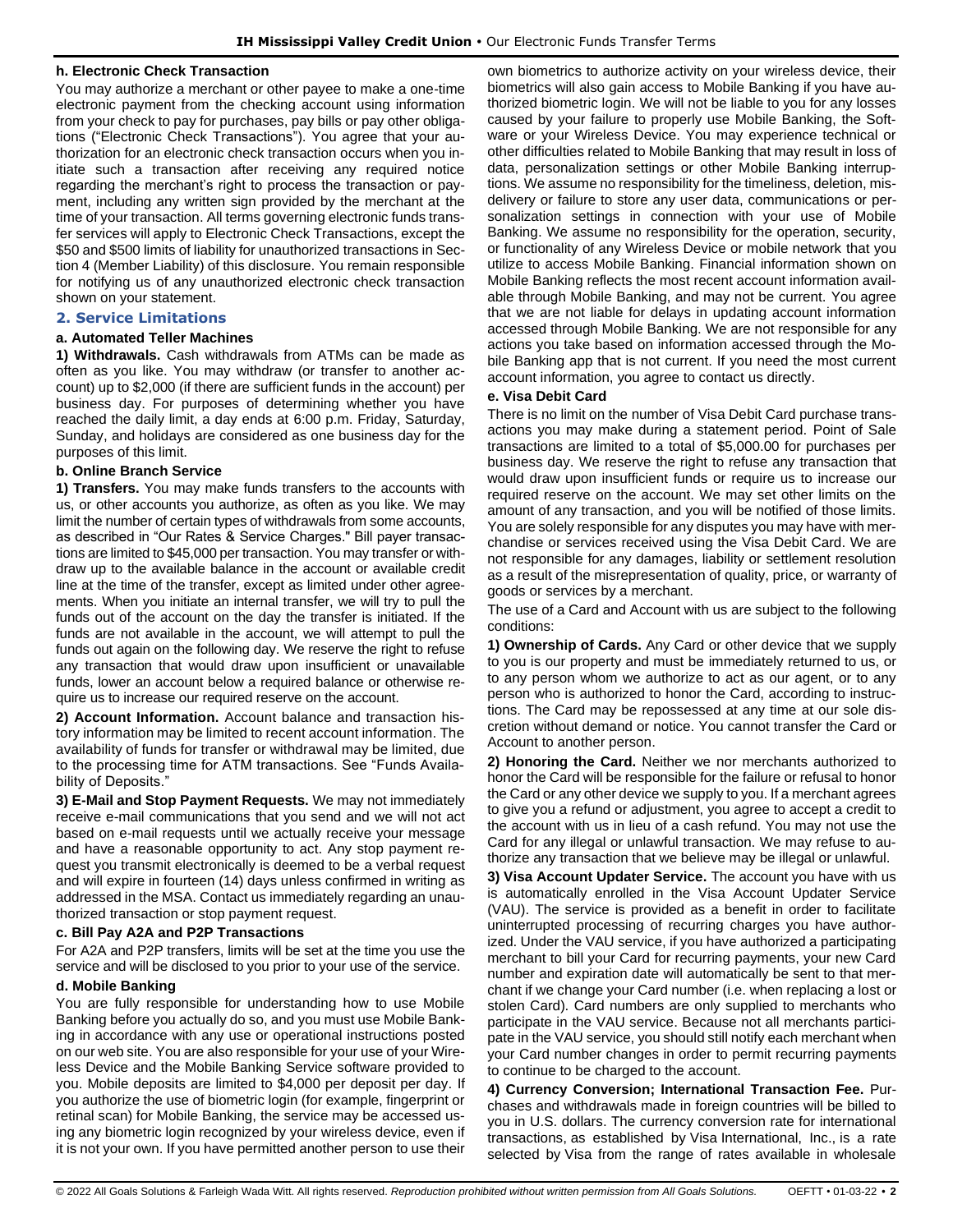#### h. Electronic Check Transaction

You may authorize a merchant or other payee to make a one-time electronic payment from the checking account using information from your check to pay for purchases, pay bills or pay other obligations ("Electronic Check Transactions"). You agree that your authorization for an electronic check transaction occurs when you initiate such a transaction after receiving any required notice regarding the merchant's right to process the transaction or payment, including any written sign provided by the merchant at the time of your transaction. All terms governing electronic funds transfer services will apply to Electronic Check Transactions, except the $50 and $500 limits of liability for unauthorized transactions in Section 4 (Member Liability) of this disclosure. You remain responsible for notifying us of any unauthorized electronic check transaction shown on your statement.

### 2. Service Limitations

#### a. Automated Teller Machines

**1) Withdrawals.** Cash withdrawals from ATMs can be made as often as you like. You may withdraw (or transfer to another account) up to $2,000 (if there are sufficient funds in the account) per business day. For purposes of determining whether you have reached the daily limit, a day ends at 6:00 p.m. Friday, Saturday, Sunday, and holidays are considered as one business day for the purposes of this limit.

#### b. Online Branch Service

**1) Transfers.** You may make funds transfers to the accounts with us, or other accounts you authorize, as often as you like. We may limit the number of certain types of withdrawals from some accounts, as described in "Our Rates & Service Charges." Bill payer transactions are limited to $45,000 per transaction. You may transfer or withdraw up to the available balance in the account or available credit line at the time of the transfer, except as limited under other agreements. When you initiate an internal transfer, we will try to pull the funds out of the account on the day the transfer is initiated. If the funds are not available in the account, we will attempt to pull the funds out again on the following day. We reserve the right to refuse any transaction that would draw upon insufficient or unavailable funds, lower an account below a required balance or otherwise require us to increase our required reserve on the account.

**2) Account Information.** Account balance and transaction history information may be limited to recent account information. The availability of funds for transfer or withdrawal may be limited, due to the processing time for ATM transactions. See "Funds Availability of Deposits."

**3) E-Mail and Stop Payment Requests.** We may not immediately receive e-mail communications that you send and we will not act based on e-mail requests until we actually receive your message and have a reasonable opportunity to act. Any stop payment request you transmit electronically is deemed to be a verbal request and will expire in fourteen (14) days unless confirmed in writing as addressed in the MSA. Contact us immediately regarding an unauthorized transaction or stop payment request.

#### c. Bill Pay A2A and P2P Transactions

For A2A and P2P transfers, limits will be set at the time you use the service and will be disclosed to you prior to your use of the service.

#### d. Mobile Banking

You are fully responsible for understanding how to use Mobile Banking before you actually do so, and you must use Mobile Banking in accordance with any use or operational instructions posted on our web site. You are also responsible for your use of your Wireless Device and the Mobile Banking Service software provided to you. Mobile deposits are limited to $4,000 per deposit per day. If you authorize the use of biometric login (for example, fingerprint or retinal scan) for Mobile Banking, the service may be accessed using any biometric login recognized by your wireless device, even if it is not your own. If you have permitted another person to use their own biometrics to authorize activity on your wireless device, their biometrics will also gain access to Mobile Banking if you have authorized biometric login. We will not be liable to you for any losses caused by your failure to properly use Mobile Banking, the Software or your Wireless Device. You may experience technical or other difficulties related to Mobile Banking that may result in loss of data, personalization settings or other Mobile Banking interruptions. We assume no responsibility for the timeliness, deletion, misdelivery or failure to store any user data, communications or personalization settings in connection with your use of Mobile Banking. We assume no responsibility for the operation, security, or functionality of any Wireless Device or mobile network that you utilize to access Mobile Banking. Financial information shown on Mobile Banking reflects the most recent account information available through Mobile Banking, and may not be current. You agree that we are not liable for delays in updating account information accessed through Mobile Banking. We are not responsible for any actions you take based on information accessed through the Mobile Banking app that is not current. If you need the most current account information, you agree to contact us directly.

#### e. Visa Debit Card

There is no limit on the number of Visa Debit Card purchase transactions you may make during a statement period. Point of Sale transactions are limited to a total of $5,000.00 for purchases per business day. We reserve the right to refuse any transaction that would draw upon insufficient funds or require us to increase our required reserve on the account. We may set other limits on the amount of any transaction, and you will be notified of those limits. You are solely responsible for any disputes you may have with merchandise or services received using the Visa Debit Card. We are not responsible for any damages, liability or settlement resolution as a result of the misrepresentation of quality, price, or warranty of goods or services by a merchant.

The use of a Card and Account with us are subject to the following conditions:

**1) Ownership of Cards.** Any Card or other device that we supply to you is our property and must be immediately returned to us, or to any person whom we authorize to act as our agent, or to any person who is authorized to honor the Card, according to instructions. The Card may be repossessed at any time at our sole discretion without demand or notice. You cannot transfer the Card or Account to another person.

**2) Honoring the Card.** Neither we nor merchants authorized to honor the Card will be responsible for the failure or refusal to honor the Card or any other device we supply to you. If a merchant agrees to give you a refund or adjustment, you agree to accept a credit to the account with us in lieu of a cash refund. You may not use the Card for any illegal or unlawful transaction. We may refuse to authorize any transaction that we believe may be illegal or unlawful.

**3) Visa Account Updater Service.** The account you have with us is automatically enrolled in the Visa Account Updater Service (VAU). The service is provided as a benefit in order to facilitate uninterrupted processing of recurring charges you have authorized. Under the VAU service, if you have authorized a participating merchant to bill your Card for recurring payments, your new Card number and expiration date will automatically be sent to that merchant if we change your Card number (i.e. when replacing a lost or stolen Card). Card numbers are only supplied to merchants who participate in the VAU service. Because not all merchants participate in the VAU service, you should still notify each merchant when your Card number changes in order to permit recurring payments to continue to be charged to the account.

**4) Currency Conversion; International Transaction Fee.** Purchases and withdrawals made in foreign countries will be billed to you in U.S. dollars. The currency conversion rate for international transactions, as established by Visa International, Inc., is a rate selected by Visa from the range of rates available in wholesale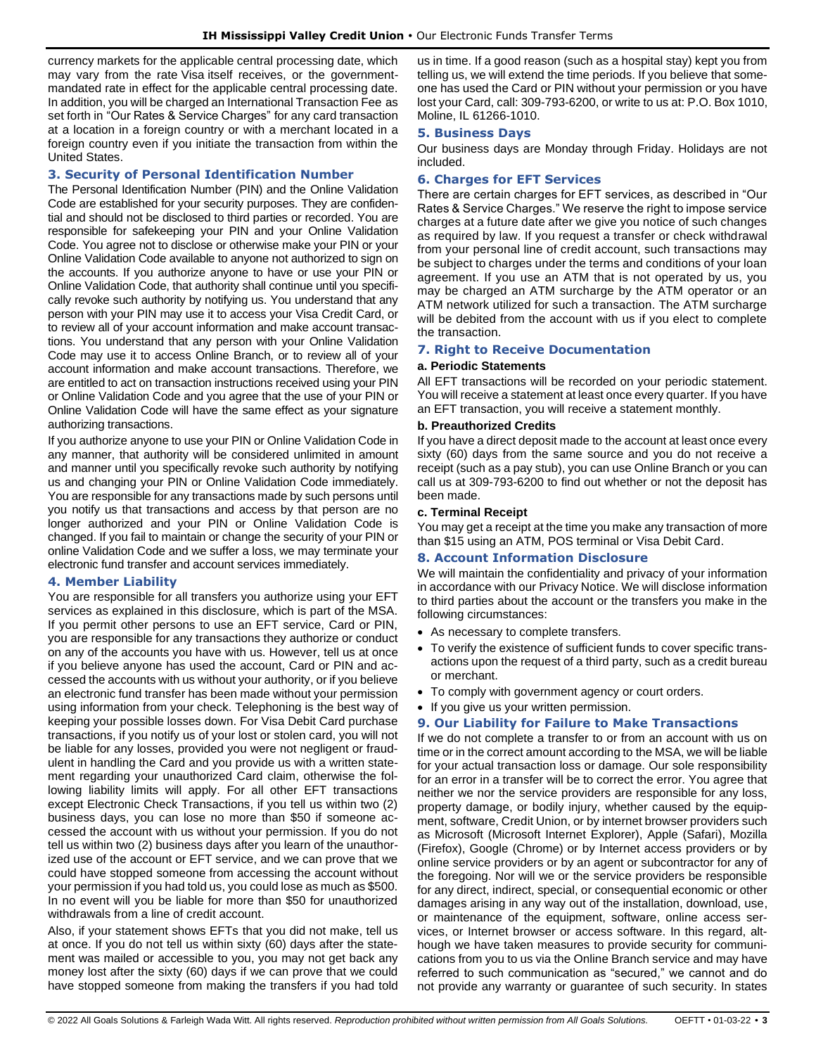currency markets for the applicable central processing date, which may vary from the rate Visa itself receives, or the government-mandated rate in effect for the applicable central processing date. In addition, you will be charged an International Transaction Fee as set forth in "Our Rates & Service Charges" for any card transaction at a location in a foreign country or with a merchant located in a foreign country even if you initiate the transaction from within the United States.

## 3. Security of Personal Identification Number

The Personal Identification Number (PIN) and the Online Validation Code are established for your security purposes. They are confidential and should not be disclosed to third parties or recorded. You are responsible for safekeeping your PIN and your Online Validation Code. You agree not to disclose or otherwise make your PIN or your Online Validation Code available to anyone not authorized to sign on the accounts. If you authorize anyone to have or use your PIN or Online Validation Code, that authority shall continue until you specifically revoke such authority by notifying us. You understand that any person with your PIN may use it to access your Visa Credit Card, or to review all of your account information and make account transactions. You understand that any person with your Online Validation Code may use it to access Online Branch, or to review all of your account information and make account transactions. Therefore, we are entitled to act on transaction instructions received using your PIN or Online Validation Code and you agree that the use of your PIN or Online Validation Code will have the same effect as your signature authorizing transactions.

If you authorize anyone to use your PIN or Online Validation Code in any manner, that authority will be considered unlimited in amount and manner until you specifically revoke such authority by notifying us and changing your PIN or Online Validation Code immediately. You are responsible for any transactions made by such persons until you notify us that transactions and access by that person are no longer authorized and your PIN or Online Validation Code is changed. If you fail to maintain or change the security of your PIN or online Validation Code and we suffer a loss, we may terminate your electronic fund transfer and account services immediately.

## 4. Member Liability

You are responsible for all transfers you authorize using your EFT services as explained in this disclosure, which is part of the MSA. If you permit other persons to use an EFT service, Card or PIN, you are responsible for any transactions they authorize or conduct on any of the accounts you have with us. However, tell us at once if you believe anyone has used the account, Card or PIN and accessed the accounts with us without your authority, or if you believe an electronic fund transfer has been made without your permission using information from your check. Telephoning is the best way of keeping your possible losses down. For Visa Debit Card purchase transactions, if you notify us of your lost or stolen card, you will not be liable for any losses, provided you were not negligent or fraudulent in handling the Card and you provide us with a written statement regarding your unauthorized Card claim, otherwise the following liability limits will apply. For all other EFT transactions except Electronic Check Transactions, if you tell us within two (2) business days, you can lose no more than $50 if someone accessed the account with us without your permission. If you do not tell us within two (2) business days after you learn of the unauthorized use of the account or EFT service, and we can prove that we could have stopped someone from accessing the account without your permission if you had told us, you could lose as much as $500. In no event will you be liable for more than $50 for unauthorized withdrawals from a line of credit account.

Also, if your statement shows EFTs that you did not make, tell us at once. If you do not tell us within sixty (60) days after the statement was mailed or accessible to you, you may not get back any money lost after the sixty (60) days if we can prove that we could have stopped someone from making the transfers if you had told us in time. If a good reason (such as a hospital stay) kept you from telling us, we will extend the time periods. If you believe that someone has used the Card or PIN without your permission or you have lost your Card, call: 309-793-6200, or write to us at: P.O. Box 1010, Moline, IL 61266-1010.

## 5. Business Days

Our business days are Monday through Friday. Holidays are not included.

## 6. Charges for EFT Services

There are certain charges for EFT services, as described in "Our Rates & Service Charges." We reserve the right to impose service charges at a future date after we give you notice of such changes as required by law. If you request a transfer or check withdrawal from your personal line of credit account, such transactions may be subject to charges under the terms and conditions of your loan agreement. If you use an ATM that is not operated by us, you may be charged an ATM surcharge by the ATM operator or an ATM network utilized for such a transaction. The ATM surcharge will be debited from the account with us if you elect to complete the transaction.

## 7. Right to Receive Documentation

### a. Periodic Statements

All EFT transactions will be recorded on your periodic statement. You will receive a statement at least once every quarter. If you have an EFT transaction, you will receive a statement monthly.

### b. Preauthorized Credits

If you have a direct deposit made to the account at least once every sixty (60) days from the same source and you do not receive a receipt (such as a pay stub), you can use Online Branch or you can call us at 309-793-6200 to find out whether or not the deposit has been made.

### c. Terminal Receipt

You may get a receipt at the time you make any transaction of more than $15 using an ATM, POS terminal or Visa Debit Card.

## 8. Account Information Disclosure

We will maintain the confidentiality and privacy of your information in accordance with our Privacy Notice. We will disclose information to third parties about the account or the transfers you make in the following circumstances:

- As necessary to complete transfers.
- To verify the existence of sufficient funds to cover specific transactions upon the request of a third party, such as a credit bureau or merchant.
- To comply with government agency or court orders.
- If you give us your written permission.

## 9. Our Liability for Failure to Make Transactions

If we do not complete a transfer to or from an account with us on time or in the correct amount according to the MSA, we will be liable for your actual transaction loss or damage. Our sole responsibility for an error in a transfer will be to correct the error. You agree that neither we nor the service providers are responsible for any loss, property damage, or bodily injury, whether caused by the equipment, software, Credit Union, or by internet browser providers such as Microsoft (Microsoft Internet Explorer), Apple (Safari), Mozilla (Firefox), Google (Chrome) or by Internet access providers or by online service providers or by an agent or subcontractor for any of the foregoing. Nor will we or the service providers be responsible for any direct, indirect, special, or consequential economic or other damages arising in any way out of the installation, download, use, or maintenance of the equipment, software, online access services, or Internet browser or access software. In this regard, although we have taken measures to provide security for communications from you to us via the Online Branch service and may have referred to such communication as "secured," we cannot and do not provide any warranty or guarantee of such security. In states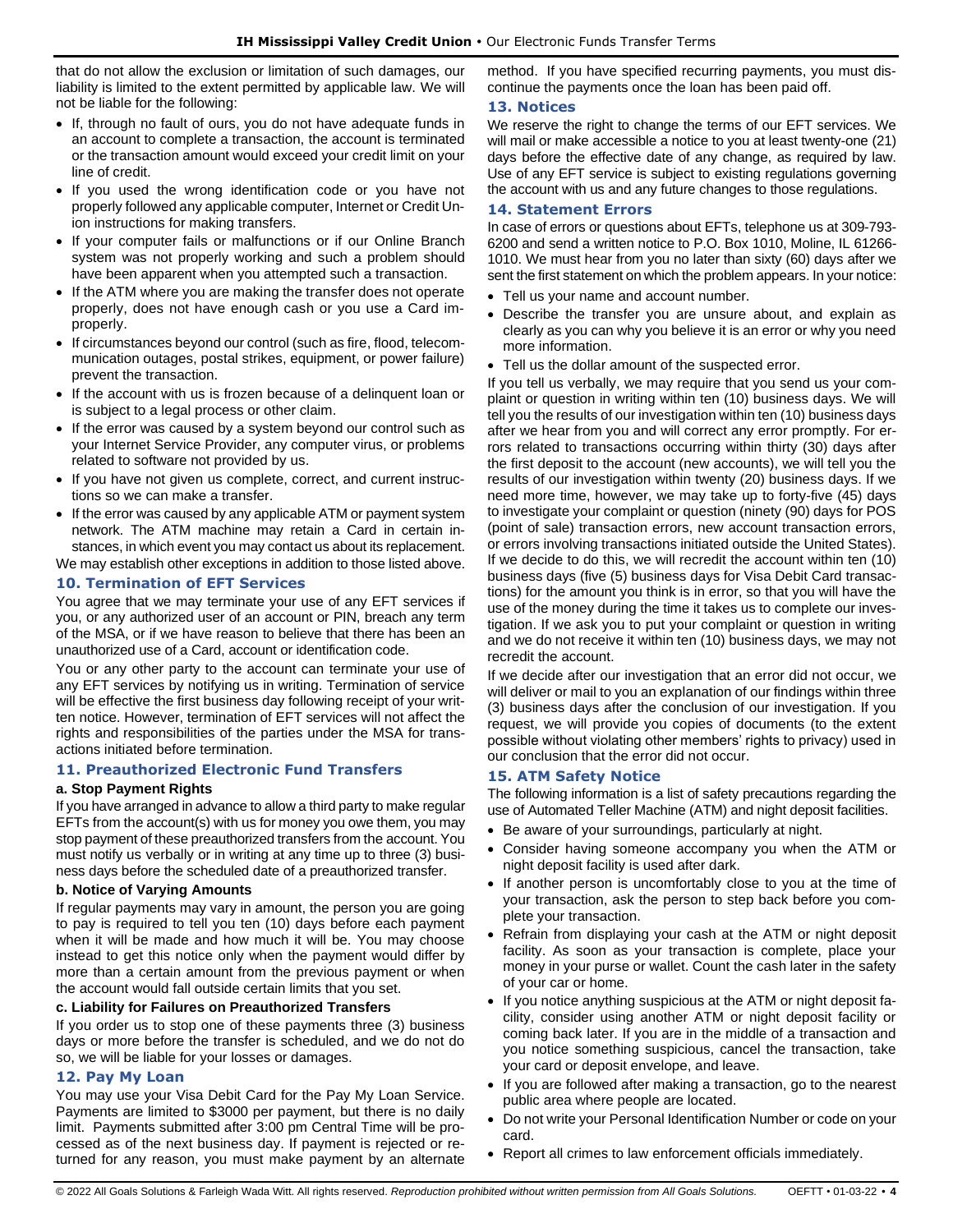that do not allow the exclusion or limitation of such damages, our liability is limited to the extent permitted by applicable law. We will not be liable for the following:

- If, through no fault of ours, you do not have adequate funds in an account to complete a transaction, the account is terminated or the transaction amount would exceed your credit limit on your line of credit.
- If you used the wrong identification code or you have not properly followed any applicable computer, Internet or Credit Union instructions for making transfers.
- If your computer fails or malfunctions or if our Online Branch system was not properly working and such a problem should have been apparent when you attempted such a transaction.
- If the ATM where you are making the transfer does not operate properly, does not have enough cash or you use a Card improperly.
- If circumstances beyond our control (such as fire, flood, telecommunication outages, postal strikes, equipment, or power failure) prevent the transaction.
- If the account with us is frozen because of a delinquent loan or is subject to a legal process or other claim.
- If the error was caused by a system beyond our control such as your Internet Service Provider, any computer virus, or problems related to software not provided by us.
- If you have not given us complete, correct, and current instructions so we can make a transfer.
- If the error was caused by any applicable ATM or payment system network. The ATM machine may retain a Card in certain instances, in which event you may contact us about its replacement.

We may establish other exceptions in addition to those listed above.

## 10. Termination of EFT Services

You agree that we may terminate your use of any EFT services if you, or any authorized user of an account or PIN, breach any term of the MSA, or if we have reason to believe that there has been an unauthorized use of a Card, account or identification code.

You or any other party to the account can terminate your use of any EFT services by notifying us in writing. Termination of service will be effective the first business day following receipt of your written notice. However, termination of EFT services will not affect the rights and responsibilities of the parties under the MSA for transactions initiated before termination.

## 11. Preauthorized Electronic Fund Transfers

### a. Stop Payment Rights

If you have arranged in advance to allow a third party to make regular EFTs from the account(s) with us for money you owe them, you may stop payment of these preauthorized transfers from the account. You must notify us verbally or in writing at any time up to three (3) business days before the scheduled date of a preauthorized transfer.

### b. Notice of Varying Amounts

If regular payments may vary in amount, the person you are going to pay is required to tell you ten (10) days before each payment when it will be made and how much it will be. You may choose instead to get this notice only when the payment would differ by more than a certain amount from the previous payment or when the account would fall outside certain limits that you set.

### c. Liability for Failures on Preauthorized Transfers

If you order us to stop one of these payments three (3) business days or more before the transfer is scheduled, and we do not do so, we will be liable for your losses or damages.

## 12. Pay My Loan

You may use your Visa Debit Card for the Pay My Loan Service. Payments are limited to $3000 per payment, but there is no daily limit. Payments submitted after 3:00 pm Central Time will be processed as of the next business day. If payment is rejected or returned for any reason, you must make payment by an alternate method. If you have specified recurring payments, you must discontinue the payments once the loan has been paid off.

## 13. Notices

We reserve the right to change the terms of our EFT services. We will mail or make accessible a notice to you at least twenty-one (21) days before the effective date of any change, as required by law. Use of any EFT service is subject to existing regulations governing the account with us and any future changes to those regulations.

## 14. Statement Errors

In case of errors or questions about EFTs, telephone us at 309-793-6200 and send a written notice to P.O. Box 1010, Moline, IL 61266-1010. We must hear from you no later than sixty (60) days after we sent the first statement on which the problem appears. In your notice:

- Tell us your name and account number.
- Describe the transfer you are unsure about, and explain as clearly as you can why you believe it is an error or why you need more information.
- Tell us the dollar amount of the suspected error.

If you tell us verbally, we may require that you send us your complaint or question in writing within ten (10) business days. We will tell you the results of our investigation within ten (10) business days after we hear from you and will correct any error promptly. For errors related to transactions occurring within thirty (30) days after the first deposit to the account (new accounts), we will tell you the results of our investigation within twenty (20) business days. If we need more time, however, we may take up to forty-five (45) days to investigate your complaint or question (ninety (90) days for POS (point of sale) transaction errors, new account transaction errors, or errors involving transactions initiated outside the United States). If we decide to do this, we will recredit the account within ten (10) business days (five (5) business days for Visa Debit Card transactions) for the amount you think is in error, so that you will have the use of the money during the time it takes us to complete our investigation. If we ask you to put your complaint or question in writing and we do not receive it within ten (10) business days, we may not recredit the account.

If we decide after our investigation that an error did not occur, we will deliver or mail to you an explanation of our findings within three (3) business days after the conclusion of our investigation. If you request, we will provide you copies of documents (to the extent possible without violating other members' rights to privacy) used in our conclusion that the error did not occur.

## 15. ATM Safety Notice

The following information is a list of safety precautions regarding the use of Automated Teller Machine (ATM) and night deposit facilities.

- Be aware of your surroundings, particularly at night.
- Consider having someone accompany you when the ATM or night deposit facility is used after dark.
- If another person is uncomfortably close to you at the time of your transaction, ask the person to step back before you complete your transaction.
- Refrain from displaying your cash at the ATM or night deposit facility. As soon as your transaction is complete, place your money in your purse or wallet. Count the cash later in the safety of your car or home.
- If you notice anything suspicious at the ATM or night deposit facility, consider using another ATM or night deposit facility or coming back later. If you are in the middle of a transaction and you notice something suspicious, cancel the transaction, take your card or deposit envelope, and leave.
- If you are followed after making a transaction, go to the nearest public area where people are located.
- Do not write your Personal Identification Number or code on your card.
- Report all crimes to law enforcement officials immediately.

© 2022 All Goals Solutions & Farleigh Wada Witt. All rights reserved. *Reproduction prohibited without written permission from All Goals Solutions.* OEFTT • 01-03-22